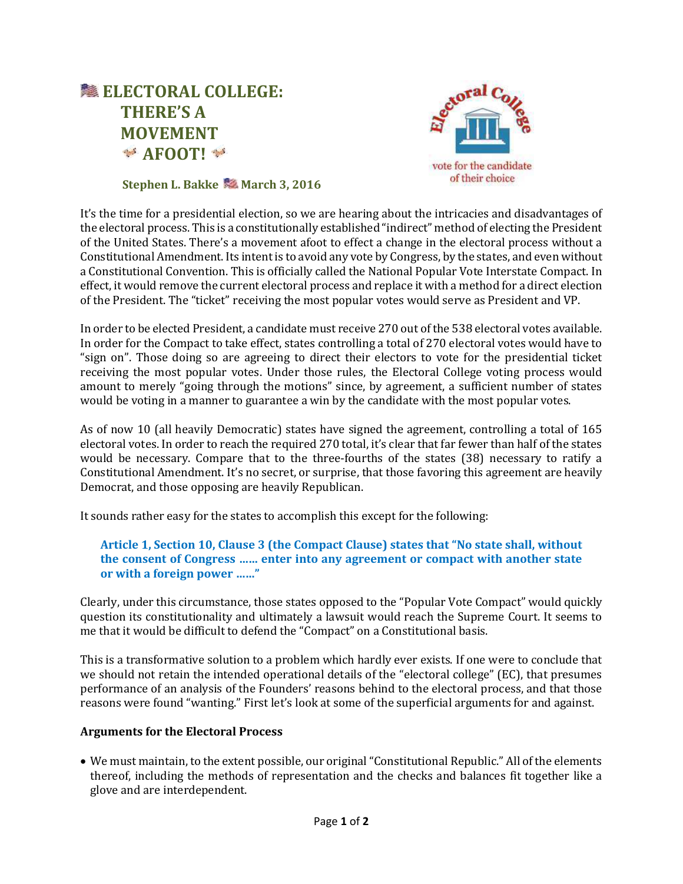# ELECTORAL COLLEGE: THERE'S A MOVEMENT AFOOT!

**Stephen L. Bakke March 3, 2016**

Electoral College

vote for the candidate of their choice

It's the time for a presidential election, so we are hearing about the intricacies and disadvantages of the electoral process. This is a constitutionally established "indirect" method of electing the President of the United States. There's a movement afoot to effect a change in the electoral process without a Constitutional Amendment. Its intent is to avoid any vote by Congress, by the states, and even without a Constitutional Convention. This is officially called the National Popular Vote Interstate Compact. In effect, it would remove the current electoral process and replace it with a method for a direct election of the President. The "ticket" receiving the most popular votes would serve as President and VP.

In order to be elected President, a candidate must receive 270 out of the 538 electoral votes available. In order for the Compact to take effect, states controlling a total of 270 electoral votes would have to "sign on". Those doing so are agreeing to direct their electors to vote for the presidential ticket receiving the most popular votes. Under those rules, the Electoral College voting process would amount to merely "going through the motions" since, by agreement, a sufficient number of states would be voting in a manner to guarantee a win by the candidate with the most popular votes.

As of now 10 (all heavily Democratic) states have signed the agreement, controlling a total of 165 electoral votes. In order to reach the required 270 total, it's clear that far fewer than half of the states would be necessary. Compare that to the three-fourths of the states (38) necessary to ratify a Constitutional Amendment. It's no secret, or surprise, that those favoring this agreement are heavily Democrat, and those opposing are heavily Republican.

It sounds rather easy for the states to accomplish this except for the following:

> **Article 1, Section 10, Clause 3 (the Compact Clause) states that "No state shall, without the consent of Congress …… enter into any agreement or compact with another state or with a foreign power ……"**

Clearly, under this circumstance, those states opposed to the "Popular Vote Compact" would quickly question its constitutionality and ultimately a lawsuit would reach the Supreme Court. It seems to me that it would be difficult to defend the "Compact" on a Constitutional basis.

This is a transformative solution to a problem which hardly ever exists. If one were to conclude that we should not retain the intended operational details of the "electoral college" (EC), that presumes performance of an analysis of the Founders' reasons behind to the electoral process, and that those reasons were found "wanting." First let's look at some of the superficial arguments for and against.

**Arguments for the Electoral Process**

- We must maintain, to the extent possible, our original "Constitutional Republic." All of the elements thereof, including the methods of representation and the checks and balances fit together like a glove and are interdependent.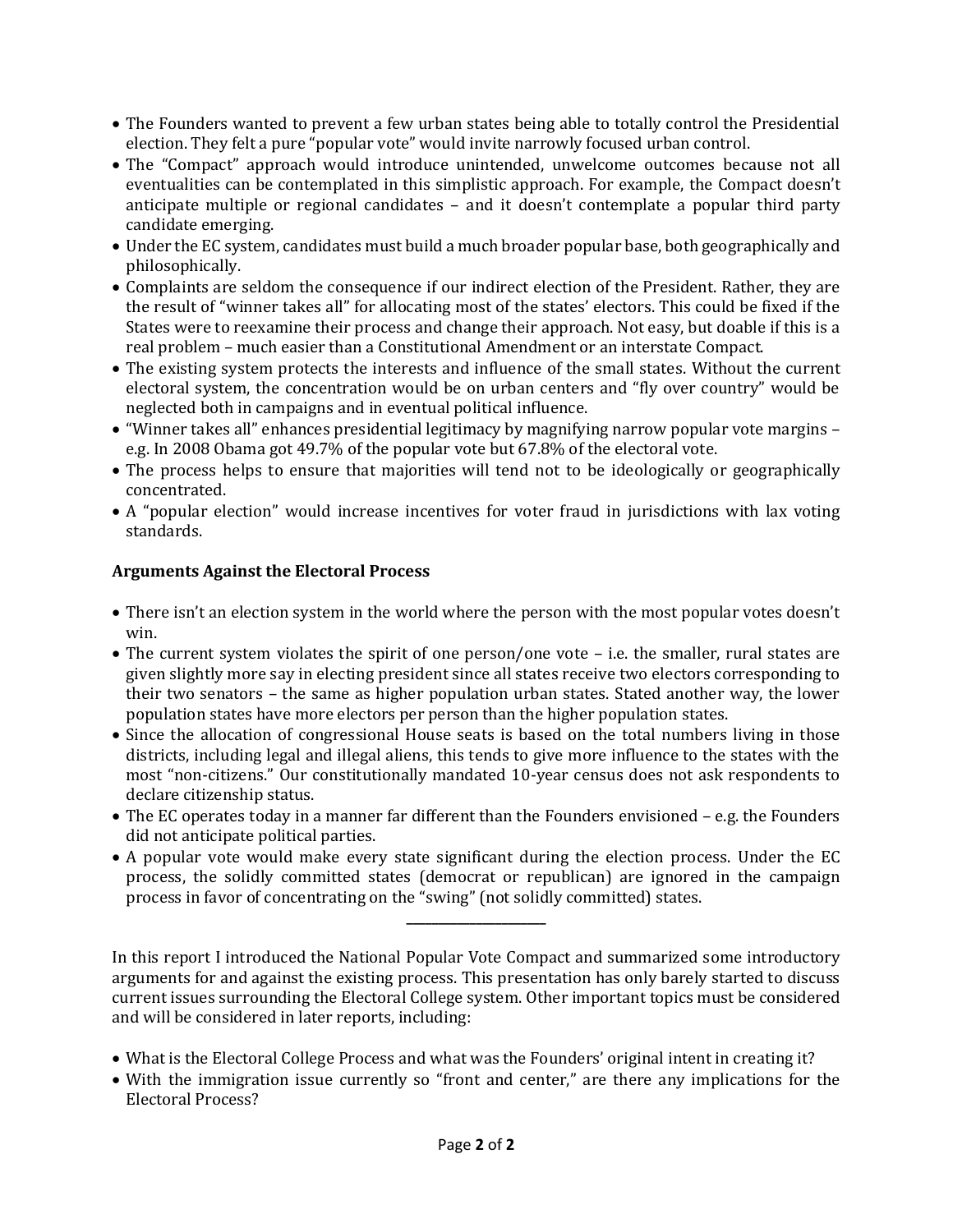- The Founders wanted to prevent a few urban states being able to totally control the Presidential election. They felt a pure "popular vote" would invite narrowly focused urban control.
- The "Compact" approach would introduce unintended, unwelcome outcomes because not all eventualities can be contemplated in this simplistic approach. For example, the Compact doesn't anticipate multiple or regional candidates – and it doesn't contemplate a popular third party candidate emerging.
- Under the EC system, candidates must build a much broader popular base, both geographically and philosophically.
- Complaints are seldom the consequence if our indirect election of the President. Rather, they are the result of "winner takes all" for allocating most of the states' electors. This could be fixed if the States were to reexamine their process and change their approach. Not easy, but doable if this is a real problem – much easier than a Constitutional Amendment or an interstate Compact.
- The existing system protects the interests and influence of the small states. Without the current electoral system, the concentration would be on urban centers and "fly over country" would be neglected both in campaigns and in eventual political influence.
- "Winner takes all" enhances presidential legitimacy by magnifying narrow popular vote margins – e.g. In 2008 Obama got 49.7% of the popular vote but 67.8% of the electoral vote.
- The process helps to ensure that majorities will tend not to be ideologically or geographically concentrated.
- A "popular election" would increase incentives for voter fraud in jurisdictions with lax voting standards.

**Arguments Against the Electoral Process**

- There isn't an election system in the world where the person with the most popular votes doesn't win.
- The current system violates the spirit of one person/one vote – i.e. the smaller, rural states are given slightly more say in electing president since all states receive two electors corresponding to their two senators – the same as higher population urban states. Stated another way, the lower population states have more electors per person than the higher population states.
- Since the allocation of congressional House seats is based on the total numbers living in those districts, including legal and illegal aliens, this tends to give more influence to the states with the most "non-citizens." Our constitutionally mandated 10-year census does not ask respondents to declare citizenship status.
- The EC operates today in a manner far different than the Founders envisioned – e.g. the Founders did not anticipate political parties.
- A popular vote would make every state significant during the election process. Under the EC process, the solidly committed states (democrat or republican) are ignored in the campaign process in favor of concentrating on the "swing" (not solidly committed) states.

---

In this report I introduced the National Popular Vote Compact and summarized some introductory arguments for and against the existing process. This presentation has only barely started to discuss current issues surrounding the Electoral College system. Other important topics must be considered and will be considered in later reports, including:

- What is the Electoral College Process and what was the Founders' original intent in creating it?
- With the immigration issue currently so "front and center," are there any implications for the Electoral Process?